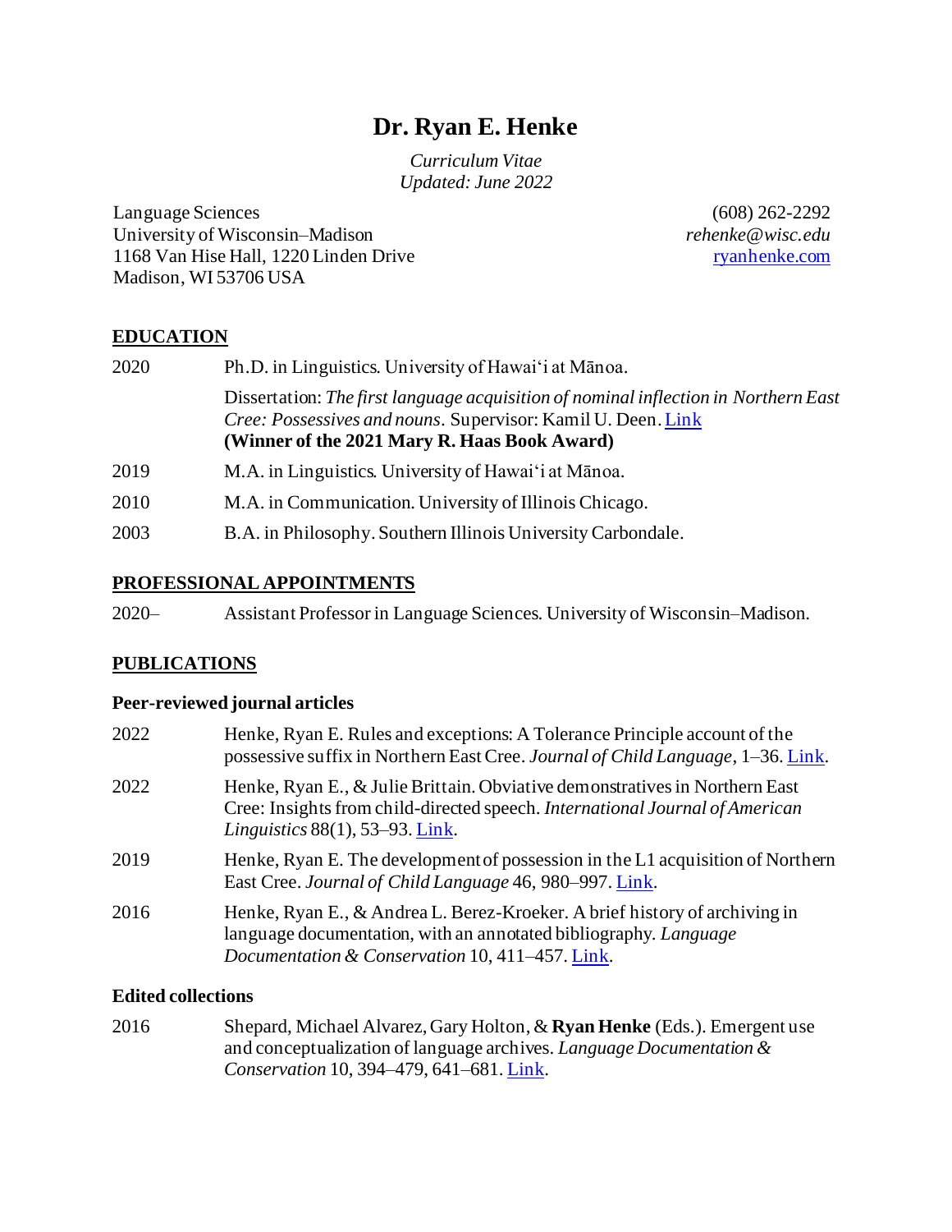# Dr. Ryan E. Henke

*Curriculum Vitae*
*Updated: June 2022*

Language Sciences
University of Wisconsin–Madison
1168 Van Hise Hall, 1220 Linden Drive
Madison, WI 53706 USA

(608) 262-2292
*rehenke@wisc.edu*
ryanhenke.com

## EDUCATION

2020 Ph.D. in Linguistics. University of Hawaiʻi at Mānoa.

Dissertation: *The first language acquisition of nominal inflection in Northern East Cree: Possessives and nouns*. Supervisor: Kamil U. Deen. Link
**(Winner of the 2021 Mary R. Haas Book Award)**

2019 M.A. in Linguistics. University of Hawaiʻi at Mānoa.

2010 M.A. in Communication. University of Illinois Chicago.

2003 B.A. in Philosophy. Southern Illinois University Carbondale.

## PROFESSIONAL APPOINTMENTS

2020– Assistant Professor in Language Sciences. University of Wisconsin–Madison.

## PUBLICATIONS

### Peer-reviewed journal articles

2022 Henke, Ryan E. Rules and exceptions: A Tolerance Principle account of the possessive suffix in Northern East Cree. *Journal of Child Language*, 1–36. Link.

2022 Henke, Ryan E., & Julie Brittain. Obviative demonstratives in Northern East Cree: Insights from child-directed speech. *International Journal of American Linguistics* 88(1), 53–93. Link.

2019 Henke, Ryan E. The development of possession in the L1 acquisition of Northern East Cree. *Journal of Child Language* 46, 980–997. Link.

2016 Henke, Ryan E., & Andrea L. Berez-Kroeker. A brief history of archiving in language documentation, with an annotated bibliography. *Language Documentation & Conservation* 10, 411–457. Link.

### Edited collections

2016 Shepard, Michael Alvarez, Gary Holton, & **Ryan Henke** (Eds.). Emergent use and conceptualization of language archives. *Language Documentation & Conservation* 10, 394–479, 641–681. Link.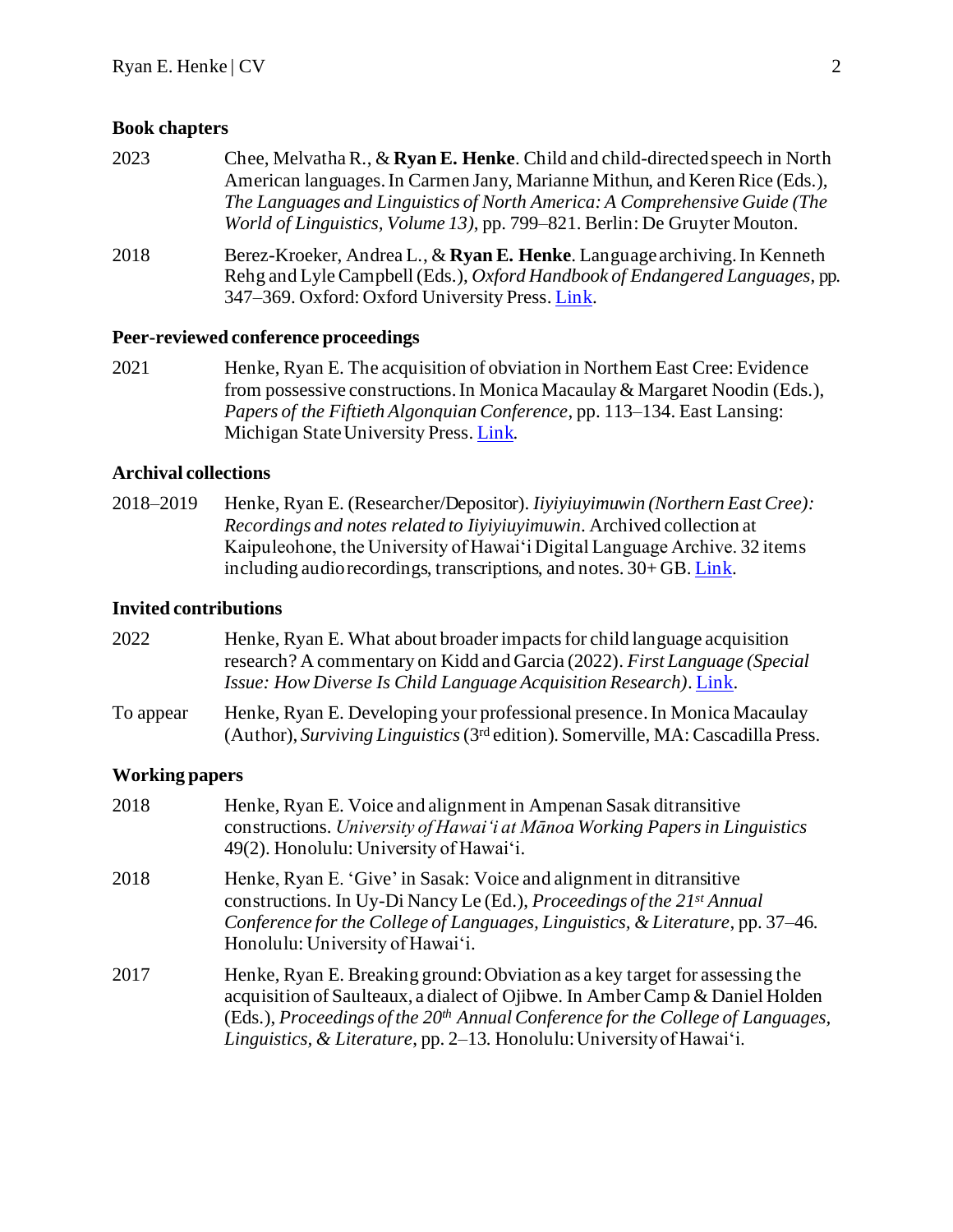### Book chapters

2023 Chee, Melvatha R., & **Ryan E. Henke**. Child and child-directed speech in North American languages. In Carmen Jany, Marianne Mithun, and Keren Rice (Eds.), *The Languages and Linguistics of North America: A Comprehensive Guide (The World of Linguistics, Volume 13)*, pp. 799–821. Berlin: De Gruyter Mouton.

2018 Berez-Kroeker, Andrea L., & **Ryan E. Henke**. Language archiving. In Kenneth Rehg and Lyle Campbell (Eds.), *Oxford Handbook of Endangered Languages*, pp. 347–369. Oxford: Oxford University Press. Link.

### Peer-reviewed conference proceedings

2021 Henke, Ryan E. The acquisition of obviation in Northern East Cree: Evidence from possessive constructions. In Monica Macaulay & Margaret Noodin (Eds.), *Papers of the Fiftieth Algonquian Conference*, pp. 113–134. East Lansing: Michigan State University Press. Link.

### Archival collections

2018–2019 Henke, Ryan E. (Researcher/Depositor). *Iiyiyiuyimuwin (Northern East Cree): Recordings and notes related to Iiyiyiuyimuwin*. Archived collection at Kaipuleohone, the University of Hawaiʻi Digital Language Archive. 32 items including audio recordings, transcriptions, and notes. 30+ GB. Link.

### Invited contributions

2022 Henke, Ryan E. What about broader impacts for child language acquisition research? A commentary on Kidd and Garcia (2022). *First Language (Special Issue: How Diverse Is Child Language Acquisition Research)*. Link.

To appear Henke, Ryan E. Developing your professional presence. In Monica Macaulay (Author), *Surviving Linguistics* (3rd edition). Somerville, MA: Cascadilla Press.

### Working papers

2018 Henke, Ryan E. Voice and alignment in Ampenan Sasak ditransitive constructions. *University of Hawaiʻi at Mānoa Working Papers in Linguistics* 49(2). Honolulu: University of Hawaiʻi.

2018 Henke, Ryan E. 'Give' in Sasak: Voice and alignment in ditransitive constructions. In Uy-Di Nancy Le (Ed.), *Proceedings of the 21st Annual Conference for the College of Languages, Linguistics, & Literature*, pp. 37–46. Honolulu: University of Hawaiʻi.

2017 Henke, Ryan E. Breaking ground: Obviation as a key target for assessing the acquisition of Saulteaux, a dialect of Ojibwe. In Amber Camp & Daniel Holden (Eds.), *Proceedings of the 20th Annual Conference for the College of Languages, Linguistics, & Literature*, pp. 2–13. Honolulu: University of Hawaiʻi.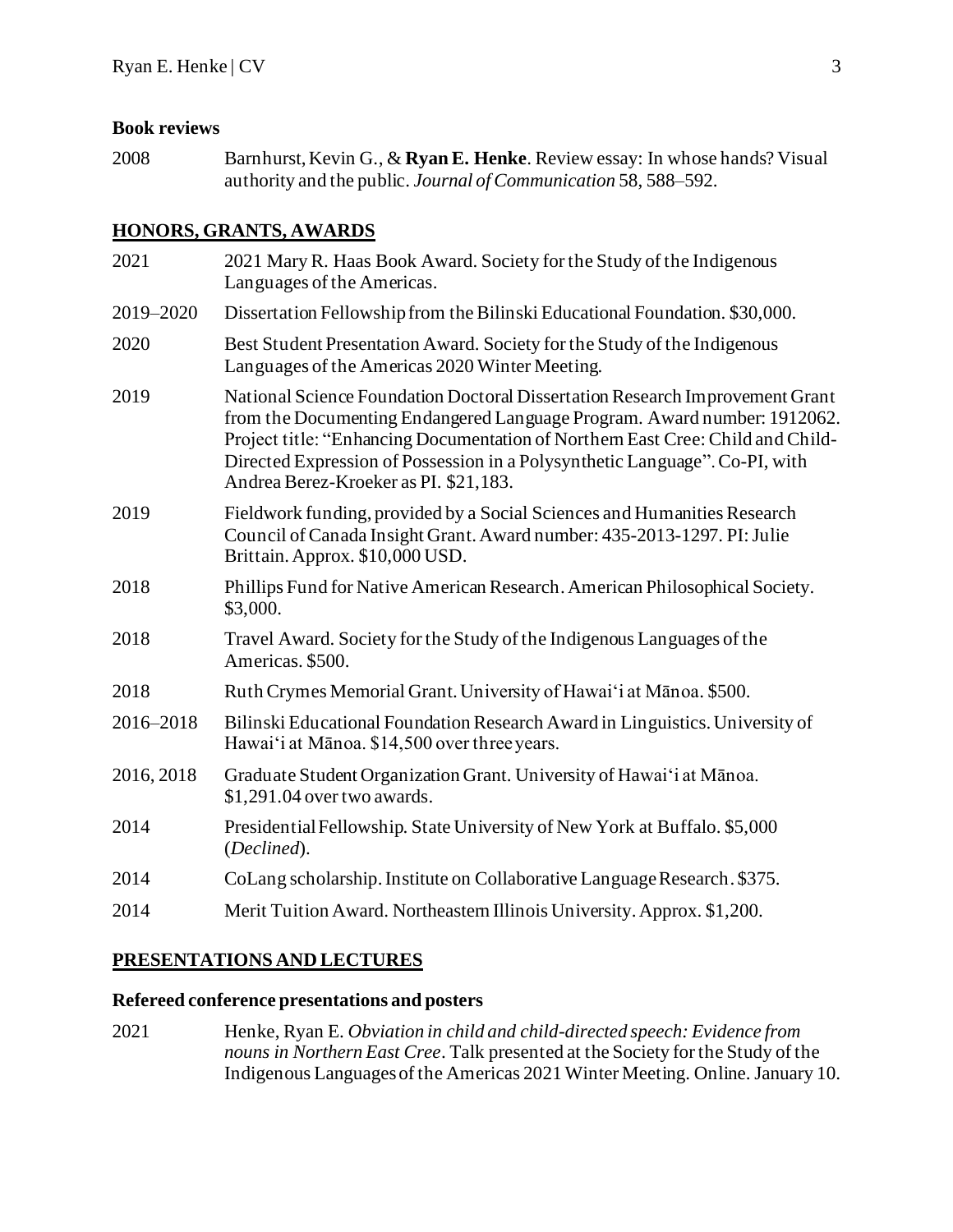### Book reviews

2008 Barnhurst, Kevin G., & **Ryan E. Henke**. Review essay: In whose hands? Visual authority and the public. *Journal of Communication* 58, 588–592.

## HONORS, GRANTS, AWARDS

2021 2021 Mary R. Haas Book Award. Society for the Study of the Indigenous Languages of the Americas.

2019–2020 Dissertation Fellowship from the Bilinski Educational Foundation. $30,000.

2020 Best Student Presentation Award. Society for the Study of the Indigenous Languages of the Americas 2020 Winter Meeting.

2019 National Science Foundation Doctoral Dissertation Research Improvement Grant from the Documenting Endangered Language Program. Award number: 1912062. Project title: "Enhancing Documentation of Northern East Cree: Child and Child-Directed Expression of Possession in a Polysynthetic Language". Co-PI, with Andrea Berez-Kroeker as PI. $21,183.

2019 Fieldwork funding, provided by a Social Sciences and Humanities Research Council of Canada Insight Grant. Award number: 435-2013-1297. PI: Julie Brittain. Approx. $10,000 USD.

2018 Phillips Fund for Native American Research. American Philosophical Society. $3,000.

2018 Travel Award. Society for the Study of the Indigenous Languages of the Americas. $500.

2018 Ruth Crymes Memorial Grant. University of Hawaiʻi at Mānoa. $500.

2016–2018 Bilinski Educational Foundation Research Award in Linguistics. University of Hawaiʻi at Mānoa. $14,500 over three years.

2016, 2018 Graduate Student Organization Grant. University of Hawaiʻi at Mānoa. $1,291.04 over two awards.

2014 Presidential Fellowship. State University of New York at Buffalo. $5,000 (*Declined*).

2014 CoLang scholarship. Institute on Collaborative Language Research. $375.

2014 Merit Tuition Award. Northeastern Illinois University. Approx. $1,200.

## PRESENTATIONS AND LECTURES

### Refereed conference presentations and posters

2021 Henke, Ryan E. *Obviation in child and child-directed speech: Evidence from nouns in Northern East Cree*. Talk presented at the Society for the Study of the Indigenous Languages of the Americas 2021 Winter Meeting. Online. January 10.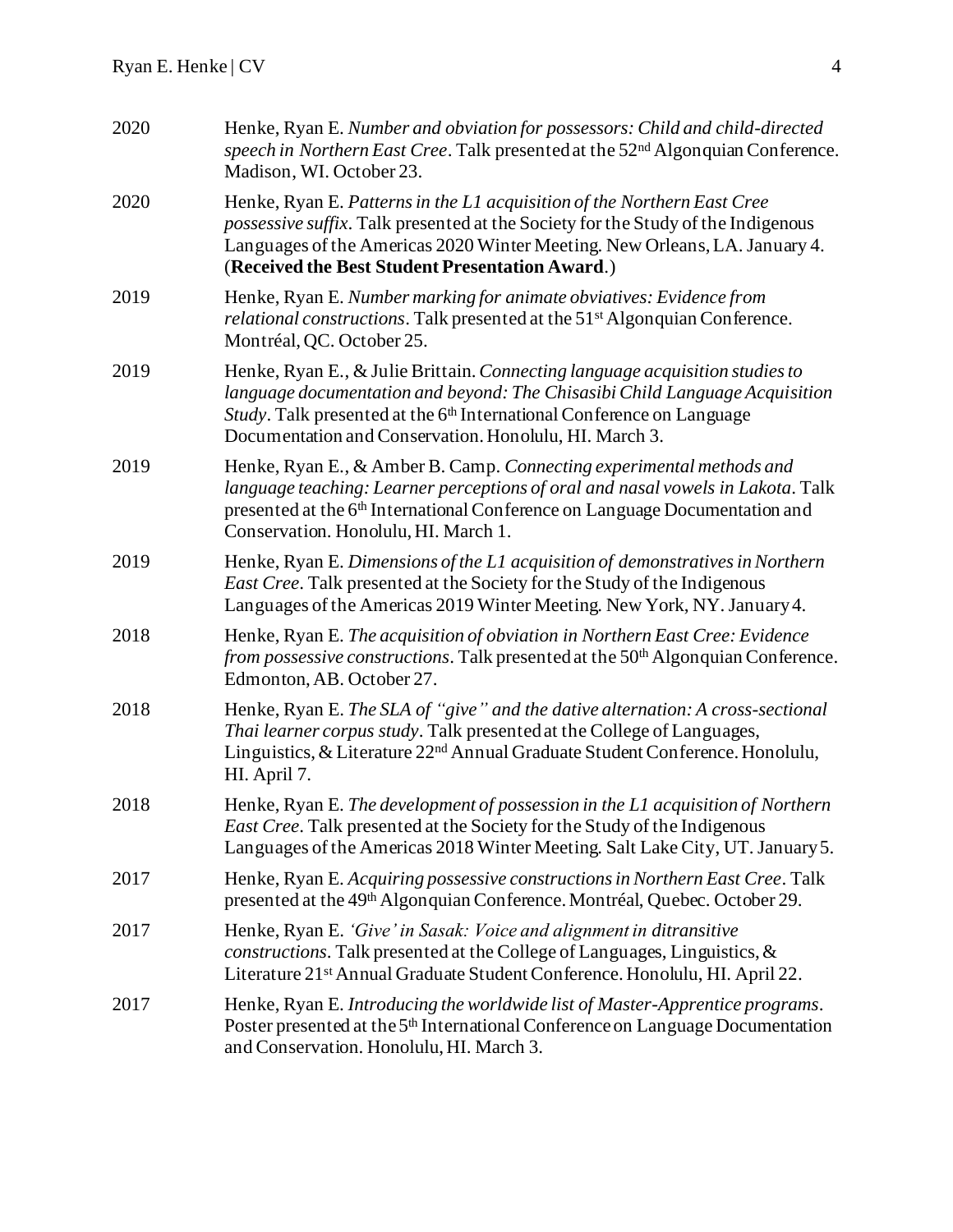2020 Henke, Ryan E. *Number and obviation for possessors: Child and child-directed speech in Northern East Cree*. Talk presented at the 52nd Algonquian Conference. Madison, WI. October 23.

2020 Henke, Ryan E. *Patterns in the L1 acquisition of the Northern East Cree possessive suffix*. Talk presented at the Society for the Study of the Indigenous Languages of the Americas 2020 Winter Meeting. New Orleans, LA. January 4. (**Received the Best Student Presentation Award**.)

2019 Henke, Ryan E. *Number marking for animate obviatives: Evidence from relational constructions*. Talk presented at the 51st Algonquian Conference. Montréal, QC. October 25.

2019 Henke, Ryan E., & Julie Brittain. *Connecting language acquisition studies to language documentation and beyond: The Chisasibi Child Language Acquisition Study*. Talk presented at the 6th International Conference on Language Documentation and Conservation. Honolulu, HI. March 3.

2019 Henke, Ryan E., & Amber B. Camp. *Connecting experimental methods and language teaching: Learner perceptions of oral and nasal vowels in Lakota*. Talk presented at the 6th International Conference on Language Documentation and Conservation. Honolulu, HI. March 1.

2019 Henke, Ryan E. *Dimensions of the L1 acquisition of demonstratives in Northern East Cree*. Talk presented at the Society for the Study of the Indigenous Languages of the Americas 2019 Winter Meeting. New York, NY. January 4.

2018 Henke, Ryan E. *The acquisition of obviation in Northern East Cree: Evidence from possessive constructions*. Talk presented at the 50th Algonquian Conference. Edmonton, AB. October 27.

2018 Henke, Ryan E. *The SLA of "give" and the dative alternation: A cross-sectional Thai learner corpus study*. Talk presented at the College of Languages, Linguistics, & Literature 22nd Annual Graduate Student Conference. Honolulu, HI. April 7.

2018 Henke, Ryan E. *The development of possession in the L1 acquisition of Northern East Cree*. Talk presented at the Society for the Study of the Indigenous Languages of the Americas 2018 Winter Meeting. Salt Lake City, UT. January 5.

2017 Henke, Ryan E. *Acquiring possessive constructions in Northern East Cree*. Talk presented at the 49th Algonquian Conference. Montréal, Quebec. October 29.

2017 Henke, Ryan E. *'Give' in Sasak: Voice and alignment in ditransitive constructions*. Talk presented at the College of Languages, Linguistics, & Literature 21st Annual Graduate Student Conference. Honolulu, HI. April 22.

2017 Henke, Ryan E. *Introducing the worldwide list of Master-Apprentice programs*. Poster presented at the 5th International Conference on Language Documentation and Conservation. Honolulu, HI. March 3.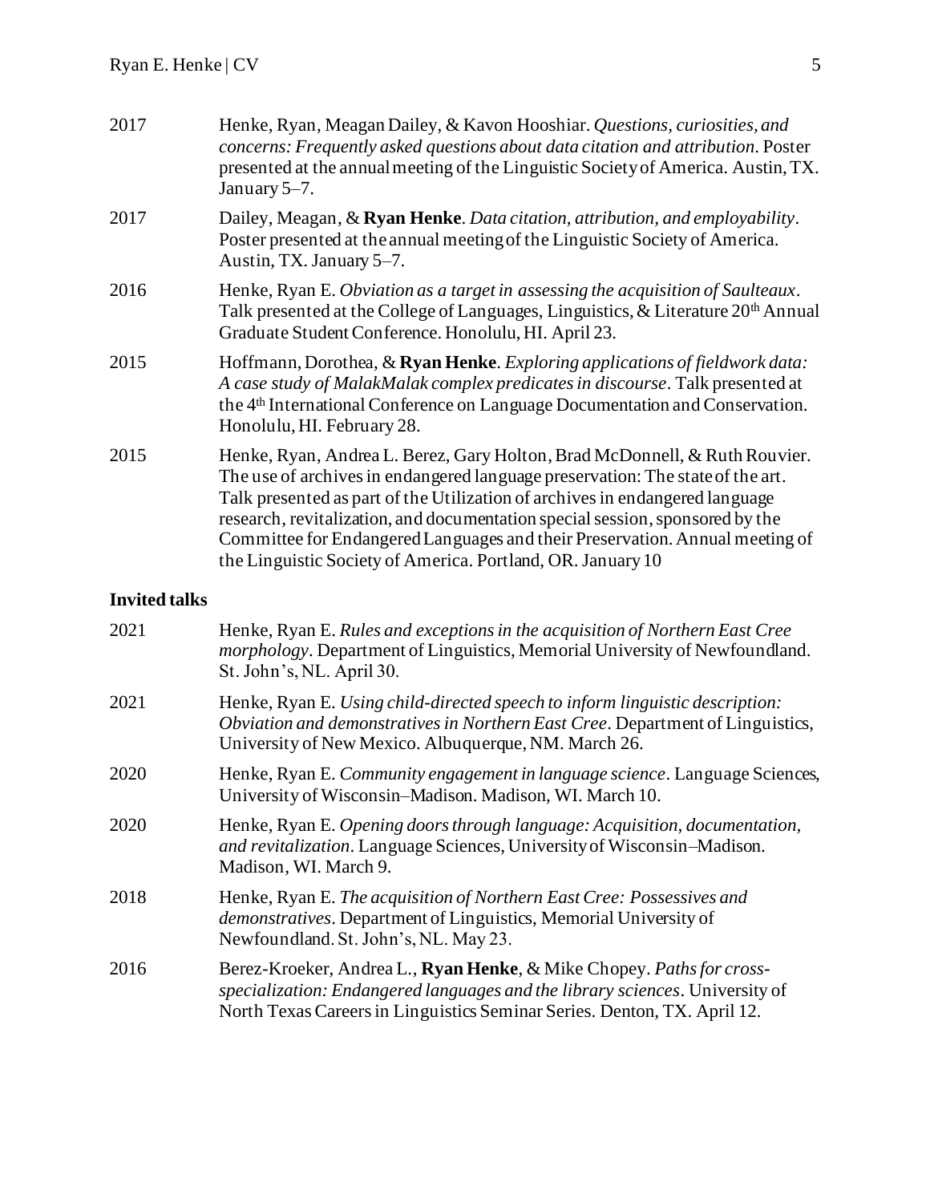2017 Henke, Ryan, Meagan Dailey, & Kavon Hooshiar. *Questions, curiosities, and concerns: Frequently asked questions about data citation and attribution*. Poster presented at the annual meeting of the Linguistic Society of America. Austin, TX. January 5–7.

2017 Dailey, Meagan, & **Ryan Henke**. *Data citation, attribution, and employability*. Poster presented at the annual meeting of the Linguistic Society of America. Austin, TX. January 5–7.

2016 Henke, Ryan E. *Obviation as a target in assessing the acquisition of Saulteaux*. Talk presented at the College of Languages, Linguistics, & Literature 20th Annual Graduate Student Conference. Honolulu, HI. April 23.

2015 Hoffmann, Dorothea, & **Ryan Henke**. *Exploring applications of fieldwork data: A case study of MalakMalak complex predicates in discourse*. Talk presented at the 4th International Conference on Language Documentation and Conservation. Honolulu, HI. February 28.

2015 Henke, Ryan, Andrea L. Berez, Gary Holton, Brad McDonnell, & Ruth Rouvier. The use of archives in endangered language preservation: The state of the art. Talk presented as part of the Utilization of archives in endangered language research, revitalization, and documentation special session, sponsored by the Committee for Endangered Languages and their Preservation. Annual meeting of the Linguistic Society of America. Portland, OR. January 10

## Invited talks

2021 Henke, Ryan E. *Rules and exceptions in the acquisition of Northern East Cree morphology*. Department of Linguistics, Memorial University of Newfoundland. St. John's, NL. April 30.

2021 Henke, Ryan E. *Using child-directed speech to inform linguistic description: Obviation and demonstratives in Northern East Cree*. Department of Linguistics, University of New Mexico. Albuquerque, NM. March 26.

2020 Henke, Ryan E. *Community engagement in language science*. Language Sciences, University of Wisconsin–Madison. Madison, WI. March 10.

2020 Henke, Ryan E. *Opening doors through language: Acquisition, documentation, and revitalization*. Language Sciences, University of Wisconsin–Madison. Madison, WI. March 9.

2018 Henke, Ryan E. *The acquisition of Northern East Cree: Possessives and demonstratives*. Department of Linguistics, Memorial University of Newfoundland. St. John's, NL. May 23.

2016 Berez-Kroeker, Andrea L., **Ryan Henke**, & Mike Chopey. *Paths for cross-specialization: Endangered languages and the library sciences*. University of North Texas Careers in Linguistics Seminar Series. Denton, TX. April 12.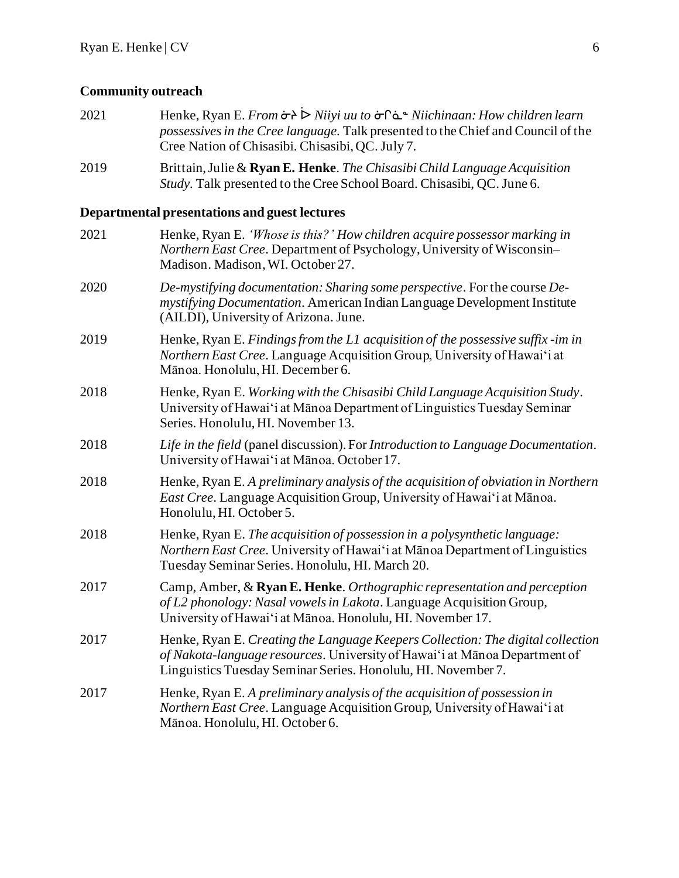## Community outreach

2021 Henke, Ryan E. *From ᓃᔨ ᐆ Niiyi uu to ᓃᒋᓈᓐ Niichinaan: How children learn possessives in the Cree language*. Talk presented to the Chief and Council of the Cree Nation of Chisasibi. Chisasibi, QC. July 7.

2019 Brittain, Julie & **Ryan E. Henke**. *The Chisasibi Child Language Acquisition Study*. Talk presented to the Cree School Board. Chisasibi, QC. June 6.

## Departmental presentations and guest lectures

2021 Henke, Ryan E. *'Whose is this?' How children acquire possessor marking in Northern East Cree*. Department of Psychology, University of Wisconsin–Madison. Madison, WI. October 27.

2020 *De-mystifying documentation: Sharing some perspective*. For the course *De-mystifying Documentation*. American Indian Language Development Institute (AILDI), University of Arizona. June.

2019 Henke, Ryan E. *Findings from the L1 acquisition of the possessive suffix -im in Northern East Cree*. Language Acquisition Group, University of Hawaiʻi at Mānoa. Honolulu, HI. December 6.

2018 Henke, Ryan E. *Working with the Chisasibi Child Language Acquisition Study*. University of Hawaiʻi at Mānoa Department of Linguistics Tuesday Seminar Series. Honolulu, HI. November 13.

2018 *Life in the field* (panel discussion). For *Introduction to Language Documentation*. University of Hawaiʻi at Mānoa. October 17.

2018 Henke, Ryan E. *A preliminary analysis of the acquisition of obviation in Northern East Cree*. Language Acquisition Group, University of Hawaiʻi at Mānoa. Honolulu, HI. October 5.

2018 Henke, Ryan E. *The acquisition of possession in a polysynthetic language: Northern East Cree*. University of Hawaiʻi at Mānoa Department of Linguistics Tuesday Seminar Series. Honolulu, HI. March 20.

2017 Camp, Amber, & **Ryan E. Henke**. *Orthographic representation and perception of L2 phonology: Nasal vowels in Lakota*. Language Acquisition Group, University of Hawaiʻi at Mānoa. Honolulu, HI. November 17.

2017 Henke, Ryan E. *Creating the Language Keepers Collection: The digital collection of Nakota-language resources*. University of Hawaiʻi at Mānoa Department of Linguistics Tuesday Seminar Series. Honolulu, HI. November 7.

2017 Henke, Ryan E. *A preliminary analysis of the acquisition of possession in Northern East Cree*. Language Acquisition Group, University of Hawaiʻi at Mānoa. Honolulu, HI. October 6.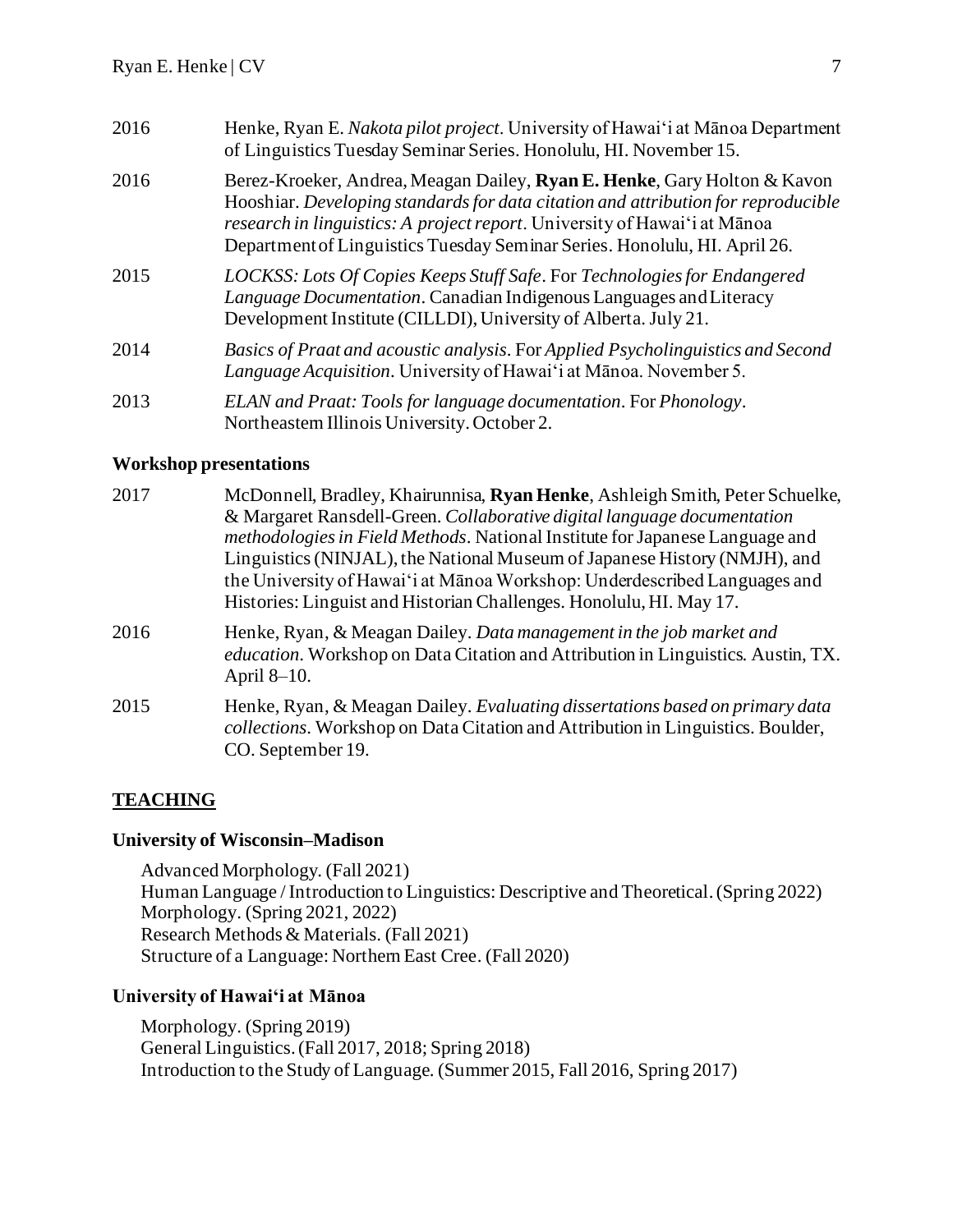2016 Henke, Ryan E. *Nakota pilot project*. University of Hawaiʻi at Mānoa Department of Linguistics Tuesday Seminar Series. Honolulu, HI. November 15.

2016 Berez-Kroeker, Andrea, Meagan Dailey, **Ryan E. Henke**, Gary Holton & Kavon Hooshiar. *Developing standards for data citation and attribution for reproducible research in linguistics: A project report*. University of Hawaiʻi at Mānoa Department of Linguistics Tuesday Seminar Series. Honolulu, HI. April 26.

2015 *LOCKSS: Lots Of Copies Keeps Stuff Safe*. For *Technologies for Endangered Language Documentation*. Canadian Indigenous Languages and Literacy Development Institute (CILLDI), University of Alberta. July 21.

2014 *Basics of Praat and acoustic analysis*. For *Applied Psycholinguistics and Second Language Acquisition*. University of Hawaiʻi at Mānoa. November 5.

2013 *ELAN and Praat: Tools for language documentation*. For *Phonology*. Northeastern Illinois University. October 2.

### Workshop presentations

2017 McDonnell, Bradley, Khairunnisa, **Ryan Henke**, Ashleigh Smith, Peter Schuelke, & Margaret Ransdell-Green. *Collaborative digital language documentation methodologies in Field Methods*. National Institute for Japanese Language and Linguistics (NINJAL), the National Museum of Japanese History (NMJH), and the University of Hawaiʻi at Mānoa Workshop: Underdescribed Languages and Histories: Linguist and Historian Challenges. Honolulu, HI. May 17.

2016 Henke, Ryan, & Meagan Dailey. *Data management in the job market and education*. Workshop on Data Citation and Attribution in Linguistics. Austin, TX. April 8–10.

2015 Henke, Ryan, & Meagan Dailey. *Evaluating dissertations based on primary data collections*. Workshop on Data Citation and Attribution in Linguistics. Boulder, CO. September 19.

## TEACHING

### University of Wisconsin–Madison

Advanced Morphology. (Fall 2021)
Human Language / Introduction to Linguistics: Descriptive and Theoretical. (Spring 2022)
Morphology. (Spring 2021, 2022)
Research Methods & Materials. (Fall 2021)
Structure of a Language: Northern East Cree. (Fall 2020)

### University of Hawaiʻi at Mānoa

Morphology. (Spring 2019)
General Linguistics. (Fall 2017, 2018; Spring 2018)
Introduction to the Study of Language. (Summer 2015, Fall 2016, Spring 2017)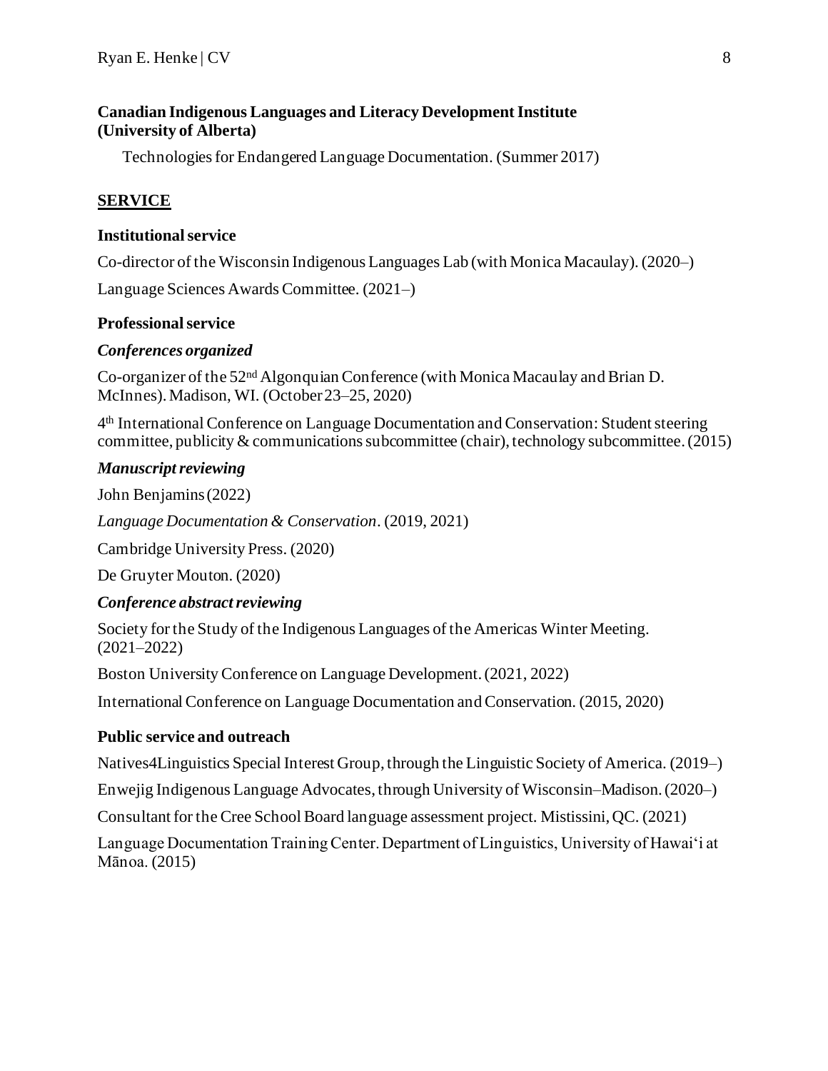**Canadian Indigenous Languages and Literacy Development Institute (University of Alberta)**

Technologies for Endangered Language Documentation. (Summer 2017)

## SERVICE

### Institutional service

Co-director of the Wisconsin Indigenous Languages Lab (with Monica Macaulay). (2020–)

Language Sciences Awards Committee. (2021–)

### Professional service

#### *Conferences organized*

Co-organizer of the 52nd Algonquian Conference (with Monica Macaulay and Brian D. McInnes). Madison, WI. (October 23–25, 2020)

4th International Conference on Language Documentation and Conservation: Student steering committee, publicity & communications subcommittee (chair), technology subcommittee. (2015)

#### *Manuscript reviewing*

John Benjamins (2022)

*Language Documentation & Conservation*. (2019, 2021)

Cambridge University Press. (2020)

De Gruyter Mouton. (2020)

#### *Conference abstract reviewing*

Society for the Study of the Indigenous Languages of the Americas Winter Meeting. (2021–2022)

Boston University Conference on Language Development. (2021, 2022)

International Conference on Language Documentation and Conservation. (2015, 2020)

### Public service and outreach

Natives4Linguistics Special Interest Group, through the Linguistic Society of America. (2019–)

Enwejig Indigenous Language Advocates, through University of Wisconsin–Madison. (2020–)

Consultant for the Cree School Board language assessment project. Mistissini, QC. (2021)

Language Documentation Training Center. Department of Linguistics, University of Hawaiʻi at Mānoa. (2015)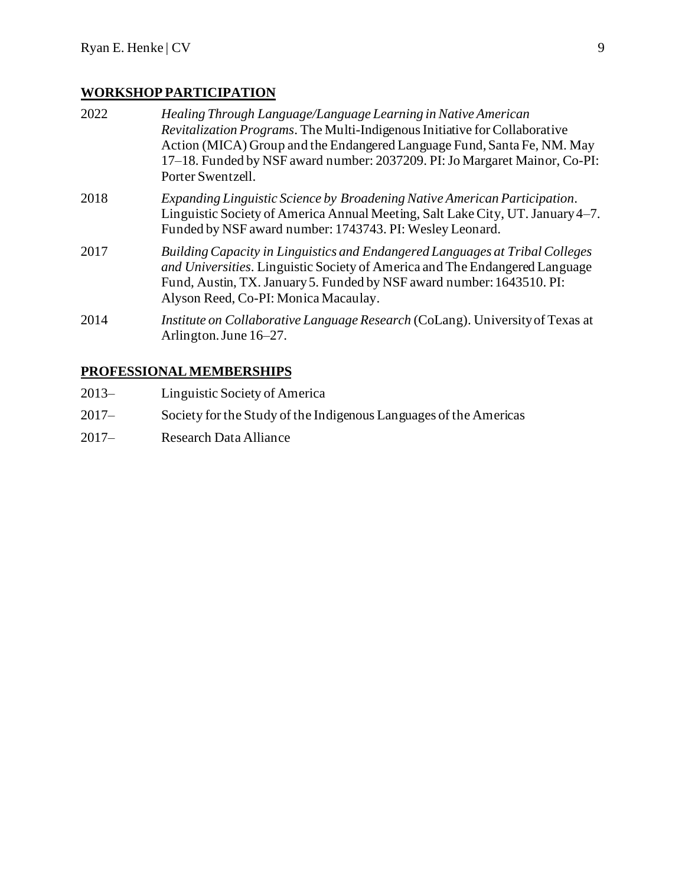## WORKSHOP PARTICIPATION

2022 *Healing Through Language/Language Learning in Native American Revitalization Programs*. The Multi-Indigenous Initiative for Collaborative Action (MICA) Group and the Endangered Language Fund, Santa Fe, NM. May 17–18. Funded by NSF award number: 2037209. PI: Jo Margaret Mainor, Co-PI: Porter Swentzell.

2018 *Expanding Linguistic Science by Broadening Native American Participation*. Linguistic Society of America Annual Meeting, Salt Lake City, UT. January 4–7. Funded by NSF award number: 1743743. PI: Wesley Leonard.

2017 *Building Capacity in Linguistics and Endangered Languages at Tribal Colleges and Universities*. Linguistic Society of America and The Endangered Language Fund, Austin, TX. January 5. Funded by NSF award number: 1643510. PI: Alyson Reed, Co-PI: Monica Macaulay.

2014 *Institute on Collaborative Language Research* (CoLang). University of Texas at Arlington. June 16–27.

## PROFESSIONAL MEMBERSHIPS

2013– Linguistic Society of America

2017– Society for the Study of the Indigenous Languages of the Americas

2017– Research Data Alliance